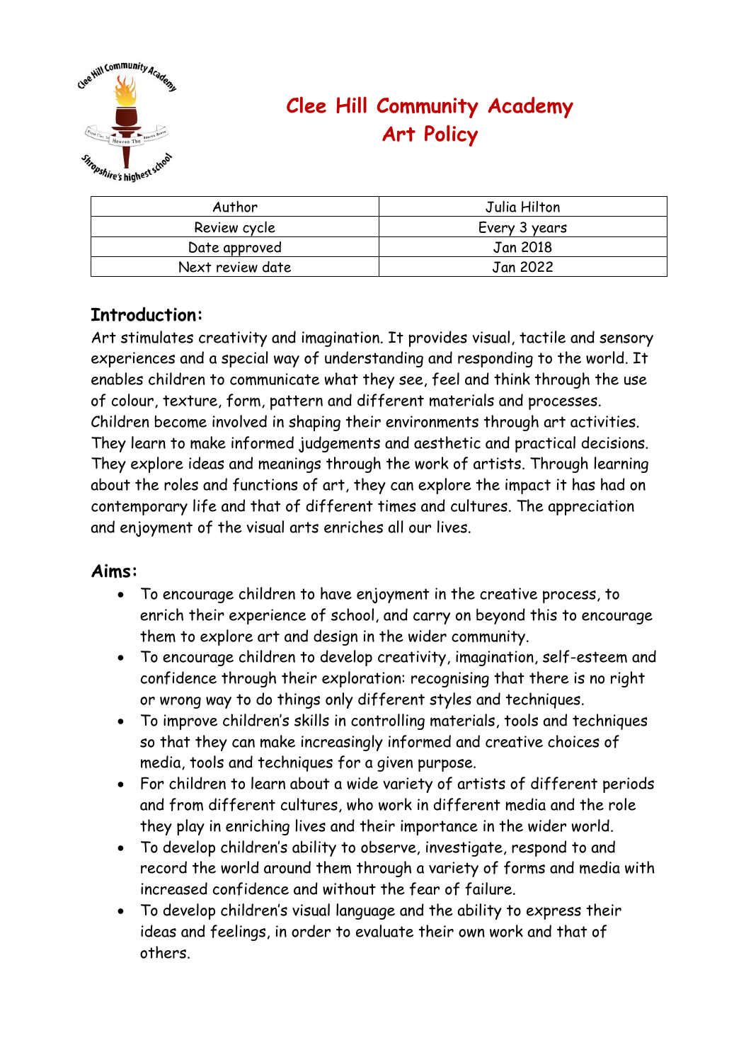# Clee Hill Community Academy
# Art Policy

| Author | Julia Hilton |
| --- | --- |
| Review cycle | Every 3 years |
| Date approved | Jan 2018 |
| Next review date | Jan 2022 |

## Introduction:

Art stimulates creativity and imagination. It provides visual, tactile and sensory experiences and a special way of understanding and responding to the world. It enables children to communicate what they see, feel and think through the use of colour, texture, form, pattern and different materials and processes. Children become involved in shaping their environments through art activities. They learn to make informed judgements and aesthetic and practical decisions. They explore ideas and meanings through the work of artists. Through learning about the roles and functions of art, they can explore the impact it has had on contemporary life and that of different times and cultures. The appreciation and enjoyment of the visual arts enriches all our lives.

## Aims:

- To encourage children to have enjoyment in the creative process, to enrich their experience of school, and carry on beyond this to encourage them to explore art and design in the wider community.
- To encourage children to develop creativity, imagination, self-esteem and confidence through their exploration: recognising that there is no right or wrong way to do things only different styles and techniques.
- To improve children's skills in controlling materials, tools and techniques so that they can make increasingly informed and creative choices of media, tools and techniques for a given purpose.
- For children to learn about a wide variety of artists of different periods and from different cultures, who work in different media and the role they play in enriching lives and their importance in the wider world.
- To develop children's ability to observe, investigate, respond to and record the world around them through a variety of forms and media with increased confidence and without the fear of failure.
- To develop children's visual language and the ability to express their ideas and feelings, in order to evaluate their own work and that of others.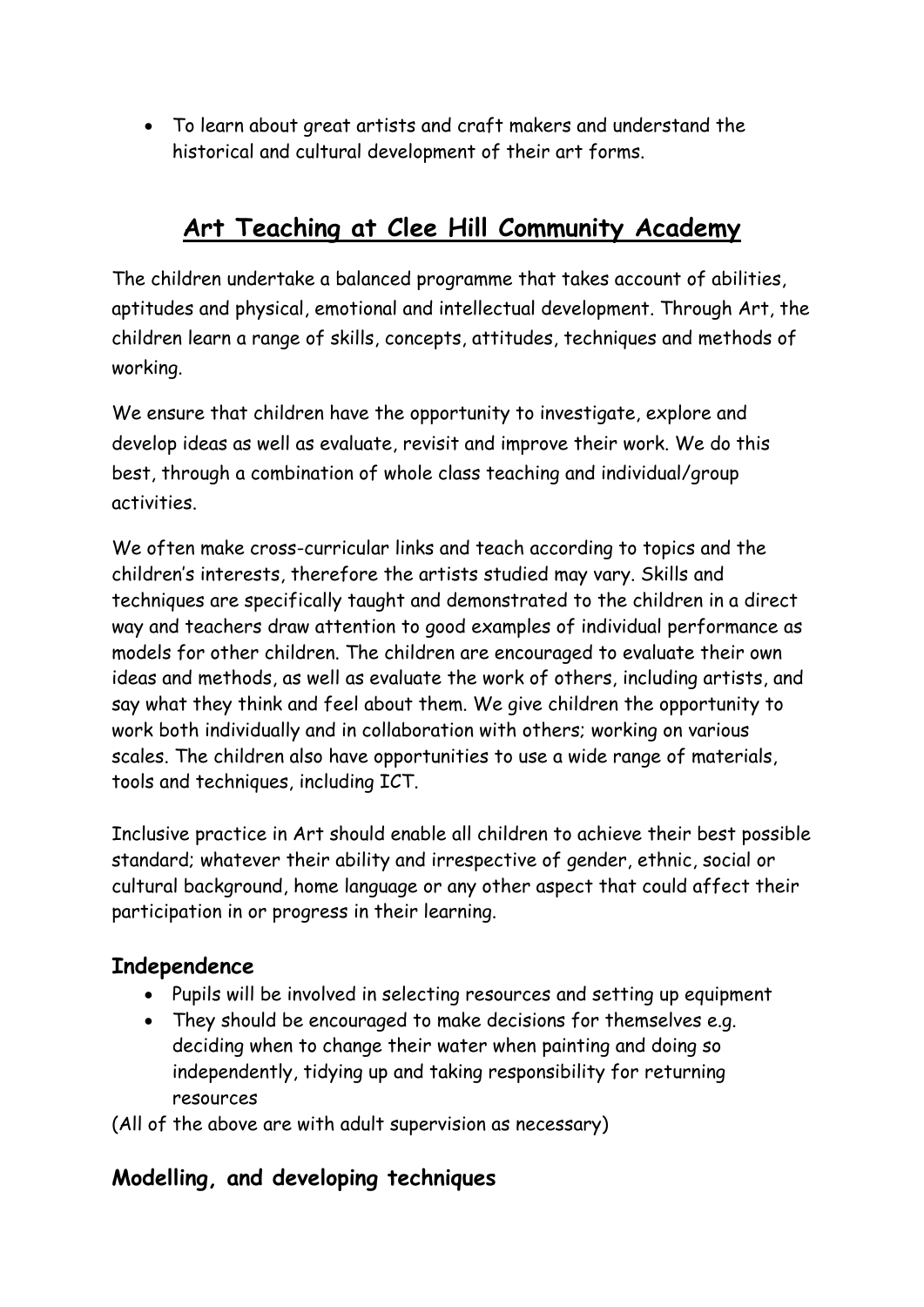- To learn about great artists and craft makers and understand the historical and cultural development of their art forms.

## Art Teaching at Clee Hill Community Academy

The children undertake a balanced programme that takes account of abilities, aptitudes and physical, emotional and intellectual development. Through Art, the children learn a range of skills, concepts, attitudes, techniques and methods of working.

We ensure that children have the opportunity to investigate, explore and develop ideas as well as evaluate, revisit and improve their work. We do this best, through a combination of whole class teaching and individual/group activities.

We often make cross-curricular links and teach according to topics and the children's interests, therefore the artists studied may vary. Skills and techniques are specifically taught and demonstrated to the children in a direct way and teachers draw attention to good examples of individual performance as models for other children. The children are encouraged to evaluate their own ideas and methods, as well as evaluate the work of others, including artists, and say what they think and feel about them. We give children the opportunity to work both individually and in collaboration with others; working on various scales. The children also have opportunities to use a wide range of materials, tools and techniques, including ICT.

Inclusive practice in Art should enable all children to achieve their best possible standard; whatever their ability and irrespective of gender, ethnic, social or cultural background, home language or any other aspect that could affect their participation in or progress in their learning.

### Independence

- Pupils will be involved in selecting resources and setting up equipment
- They should be encouraged to make decisions for themselves e.g. deciding when to change their water when painting and doing so independently, tidying up and taking responsibility for returning resources

(All of the above are with adult supervision as necessary)

### Modelling, and developing techniques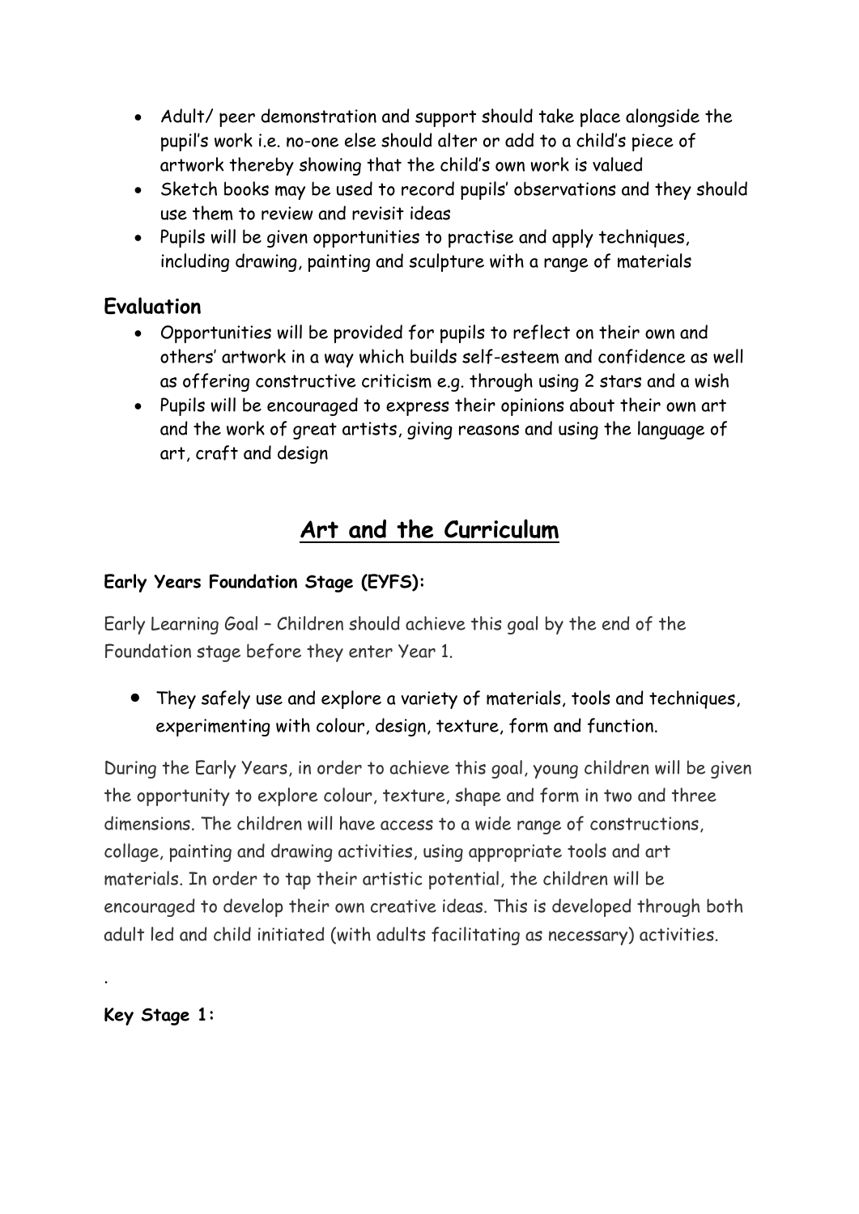- Adult/ peer demonstration and support should take place alongside the pupil's work i.e. no-one else should alter or add to a child's piece of artwork thereby showing that the child's own work is valued
- Sketch books may be used to record pupils' observations and they should use them to review and revisit ideas
- Pupils will be given opportunities to practise and apply techniques, including drawing, painting and sculpture with a range of materials

## Evaluation

- Opportunities will be provided for pupils to reflect on their own and others' artwork in a way which builds self-esteem and confidence as well as offering constructive criticism e.g. through using 2 stars and a wish
- Pupils will be encouraged to express their opinions about their own art and the work of great artists, giving reasons and using the language of art, craft and design

# Art and the Curriculum

**Early Years Foundation Stage (EYFS):**

Early Learning Goal – Children should achieve this goal by the end of the Foundation stage before they enter Year 1.

- They safely use and explore a variety of materials, tools and techniques, experimenting with colour, design, texture, form and function.

During the Early Years, in order to achieve this goal, young children will be given the opportunity to explore colour, texture, shape and form in two and three dimensions. The children will have access to a wide range of constructions, collage, painting and drawing activities, using appropriate tools and art materials. In order to tap their artistic potential, the children will be encouraged to develop their own creative ideas. This is developed through both adult led and child initiated (with adults facilitating as necessary) activities.

.

**Key Stage 1:**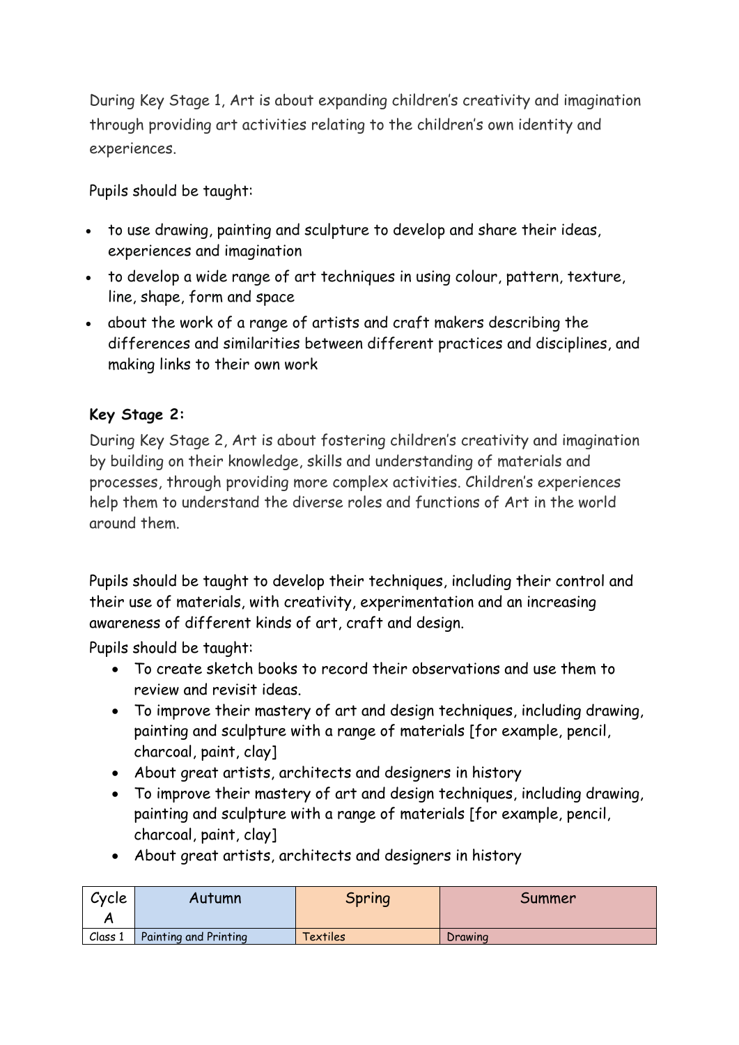During Key Stage 1, Art is about expanding children's creativity and imagination through providing art activities relating to the children's own identity and experiences.

Pupils should be taught:

- to use drawing, painting and sculpture to develop and share their ideas, experiences and imagination
- to develop a wide range of art techniques in using colour, pattern, texture, line, shape, form and space
- about the work of a range of artists and craft makers describing the differences and similarities between different practices and disciplines, and making links to their own work

**Key Stage 2:**

During Key Stage 2, Art is about fostering children's creativity and imagination by building on their knowledge, skills and understanding of materials and processes, through providing more complex activities. Children's experiences help them to understand the diverse roles and functions of Art in the world around them.

Pupils should be taught to develop their techniques, including their control and their use of materials, with creativity, experimentation and an increasing awareness of different kinds of art, craft and design.

Pupils should be taught:

- To create sketch books to record their observations and use them to review and revisit ideas.
- To improve their mastery of art and design techniques, including drawing, painting and sculpture with a range of materials [for example, pencil, charcoal, paint, clay]
- About great artists, architects and designers in history
- To improve their mastery of art and design techniques, including drawing, painting and sculpture with a range of materials [for example, pencil, charcoal, paint, clay]
- About great artists, architects and designers in history

| Cycle A | Autumn | Spring | Summer |
| --- | --- | --- | --- |
| Class 1 | Painting and Printing | Textiles | Drawing |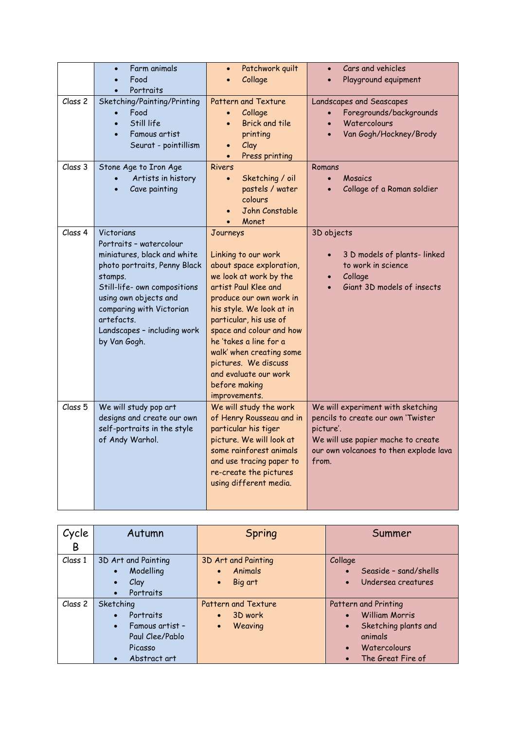| | | | |
|---|---|---|---|
| | • Farm animals<br>• Food<br>• Portraits | • Patchwork quilt<br>• Collage | • Cars and vehicles<br>• Playground equipment |
| Class 2 | Sketching/Painting/Printing<br>• Food<br>• Still life<br>• Famous artist Seurat - pointillism | Pattern and Texture<br>• Collage<br>• Brick and tile printing<br>• Clay<br>• Press printing | Landscapes and Seascapes<br>• Foregrounds/backgrounds<br>• Watercolours<br>• Van Gogh/Hockney/Brody |
| Class 3 | Stone Age to Iron Age<br>• Artists in history<br>• Cave painting | Rivers<br>• Sketching / oil pastels / water colours<br>• John Constable<br>• Monet | Romans<br>• Mosaics<br>• Collage of a Roman soldier |
| Class 4 | Victorians<br>Portraits – watercolour miniatures, black and white photo portraits, Penny Black stamps.<br>Still-life- own compositions using own objects and comparing with Victorian artefacts.<br>Landscapes – including work by Van Gogh. | Journeys<br><br>Linking to our work about space exploration, we look at work by the artist Paul Klee and produce our own work in his style. We look at in particular, his use of space and colour and how he 'takes a line for a walk' when creating some pictures. We discuss and evaluate our work before making improvements. | 3D objects<br><br>• 3 D models of plants- linked to work in science<br>• Collage<br>• Giant 3D models of insects |
| Class 5 | We will study pop art designs and create our own self-portraits in the style of Andy Warhol. | We will study the work of Henry Rousseau and in particular his tiger picture. We will look at some rainforest animals and use tracing paper to re-create the pictures using different media. | We will experiment with sketching pencils to create our own 'Twister picture'.<br>We will use papier mache to create our own volcanoes to then explode lava from. |

| Cycle B | Autumn | Spring | Summer |
|---|---|---|---|
| Class 1 | 3D Art and Painting<br>• Modelling<br>• Clay<br>• Portraits | 3D Art and Painting<br>• Animals<br>• Big art | Collage<br>• Seaside – sand/shells<br>• Undersea creatures |
| Class 2 | Sketching<br>• Portraits<br>• Famous artist – Paul Clee/Pablo Picasso<br>• Abstract art | Pattern and Texture<br>• 3D work<br>• Weaving | Pattern and Printing<br>• William Morris<br>• Sketching plants and animals<br>• Watercolours<br>• The Great Fire of |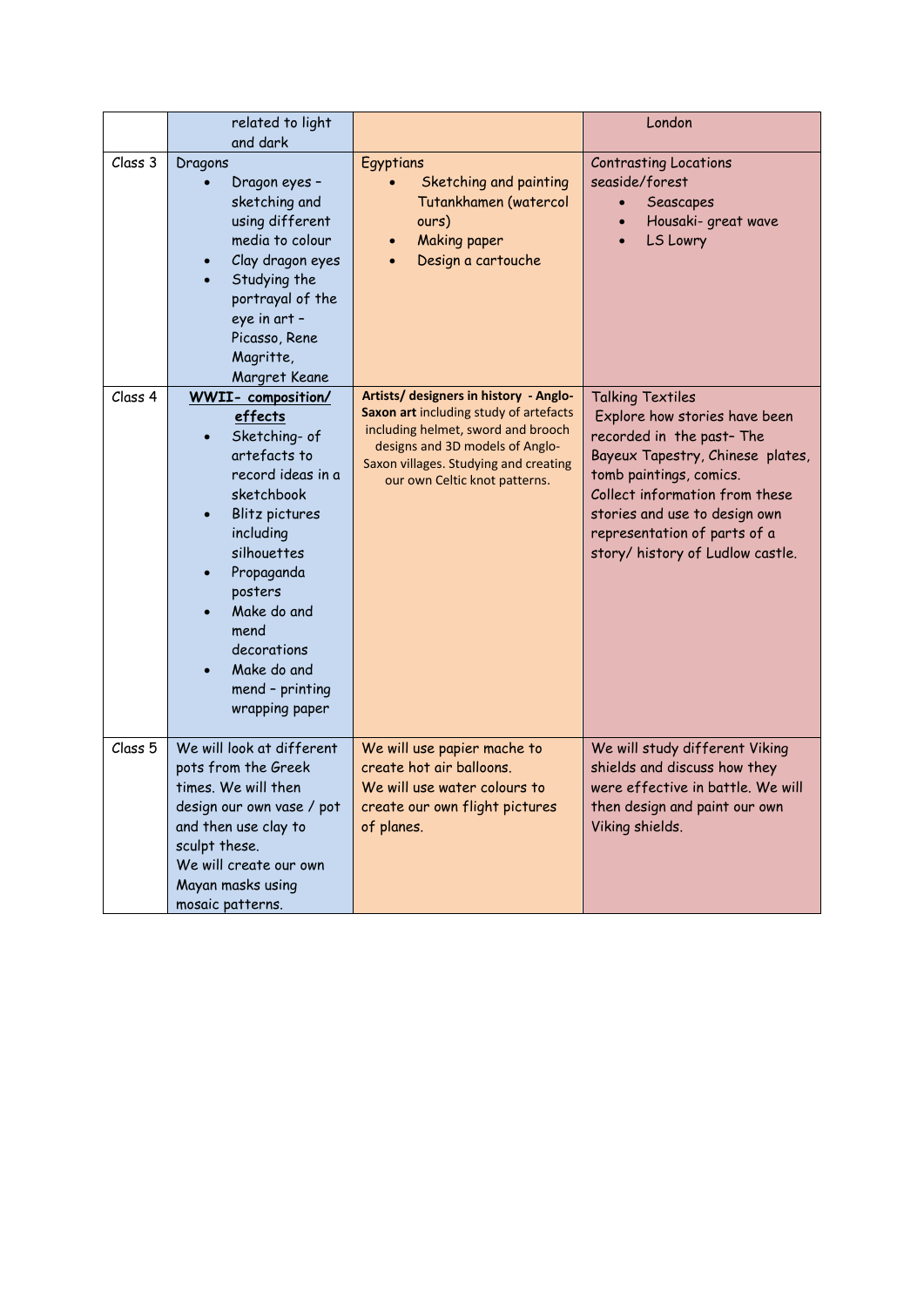| | | | |
|---|---|---|---|
| | related to light and dark | | London |
| Class 3 | Dragons<br>• Dragon eyes – sketching and using different media to colour<br>• Clay dragon eyes<br>• Studying the portrayal of the eye in art – Picasso, Rene Magritte, Margret Keane | Egyptians<br>• Sketching and painting Tutankhamen (watercolours)<br>• Making paper<br>• Design a cartouche | Contrasting Locations seaside/forest<br>• Seascapes<br>• Housaki- great wave<br>• LS Lowry |
| Class 4 | **WWII- composition/ effects**<br>• Sketching- of artefacts to record ideas in a sketchbook<br>• Blitz pictures including silhouettes<br>• Propaganda posters<br>• Make do and mend decorations<br>• Make do and mend – printing wrapping paper | **Artists/ designers in history - Anglo-Saxon art** including study of artefacts including helmet, sword and brooch designs and 3D models of Anglo-Saxon villages. Studying and creating our own Celtic knot patterns. | Talking Textiles<br>Explore how stories have been recorded in the past– The Bayeux Tapestry, Chinese plates, tomb paintings, comics.<br>Collect information from these stories and use to design own representation of parts of a story/ history of Ludlow castle. |
| Class 5 | We will look at different pots from the Greek times. We will then design our own vase / pot and then use clay to sculpt these.<br>We will create our own Mayan masks using mosaic patterns. | We will use papier mache to create hot air balloons.<br>We will use water colours to create our own flight pictures of planes. | We will study different Viking shields and discuss how they were effective in battle. We will then design and paint our own Viking shields. |